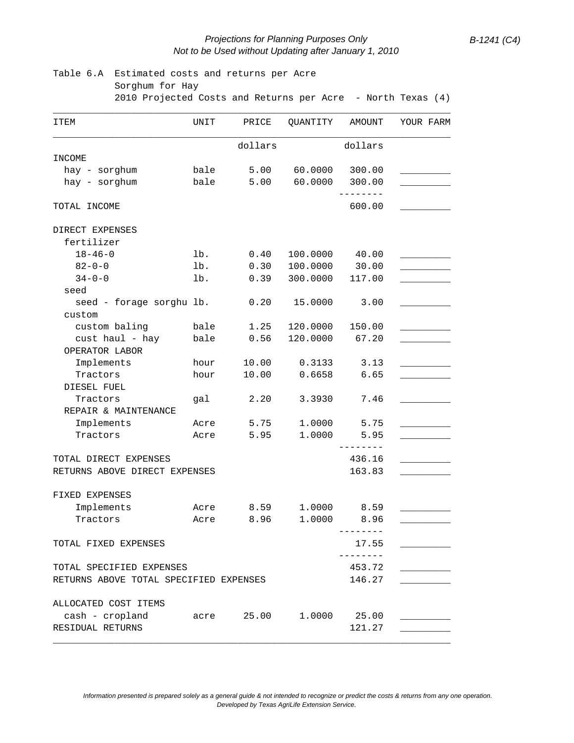Table 6.A Estimated costs and returns per Acre
Sorghum for Hay
2010 Projected Costs and Returns per Acre - North Texas (4)

| ITEM | UNIT | PRICE | QUANTITY | AMOUNT | YOUR FARM |
|---|---|---|---|---|---|
| | | dollars | | dollars | |
| INCOME | | | | | |
| hay - sorghum | bale | 5.00 | 60.0000 | 300.00 | _________ |
| hay - sorghum | bale | 5.00 | 60.0000 | 300.00 | _________ |
| | | | | -------- | |
| TOTAL INCOME | | | | 600.00 | _________ |
| DIRECT EXPENSES | | | | | |
| fertilizer | | | | | |
| 18-46-0 | lb. | 0.40 | 100.0000 | 40.00 | _________ |
| 82-0-0 | lb. | 0.30 | 100.0000 | 30.00 | _________ |
| 34-0-0 | lb. | 0.39 | 300.0000 | 117.00 | _________ |
| seed | | | | | |
| seed - forage sorghu | lb. | 0.20 | 15.0000 | 3.00 | _________ |
| custom | | | | | |
| custom baling | bale | 1.25 | 120.0000 | 150.00 | _________ |
| cust haul - hay | bale | 0.56 | 120.0000 | 67.20 | _________ |
| OPERATOR LABOR | | | | | |
| Implements | hour | 10.00 | 0.3133 | 3.13 | _________ |
| Tractors | hour | 10.00 | 0.6658 | 6.65 | _________ |
| DIESEL FUEL | | | | | |
| Tractors | gal | 2.20 | 3.3930 | 7.46 | _________ |
| REPAIR & MAINTENANCE | | | | | |
| Implements | Acre | 5.75 | 1.0000 | 5.75 | _________ |
| Tractors | Acre | 5.95 | 1.0000 | 5.95 | _________ |
| | | | | -------- | |
| TOTAL DIRECT EXPENSES | | | | 436.16 | _________ |
| RETURNS ABOVE DIRECT EXPENSES | | | | 163.83 | _________ |
| FIXED EXPENSES | | | | | |
| Implements | Acre | 8.59 | 1.0000 | 8.59 | _________ |
| Tractors | Acre | 8.96 | 1.0000 | 8.96 | _________ |
| | | | | -------- | |
| TOTAL FIXED EXPENSES | | | | 17.55 | _________ |
| | | | | -------- | |
| TOTAL SPECIFIED EXPENSES | | | | 453.72 | _________ |
| RETURNS ABOVE TOTAL SPECIFIED EXPENSES | | | | 146.27 | _________ |
| ALLOCATED COST ITEMS | | | | | |
| cash - cropland | acre | 25.00 | 1.0000 | 25.00 | _________ |
| RESIDUAL RETURNS | | | | 121.27 | _________ |

*Information presented is prepared solely as a general guide & not intended to recognize or predict the costs & returns from any one operation.*
*Developed by Texas AgriLife Extension Service.*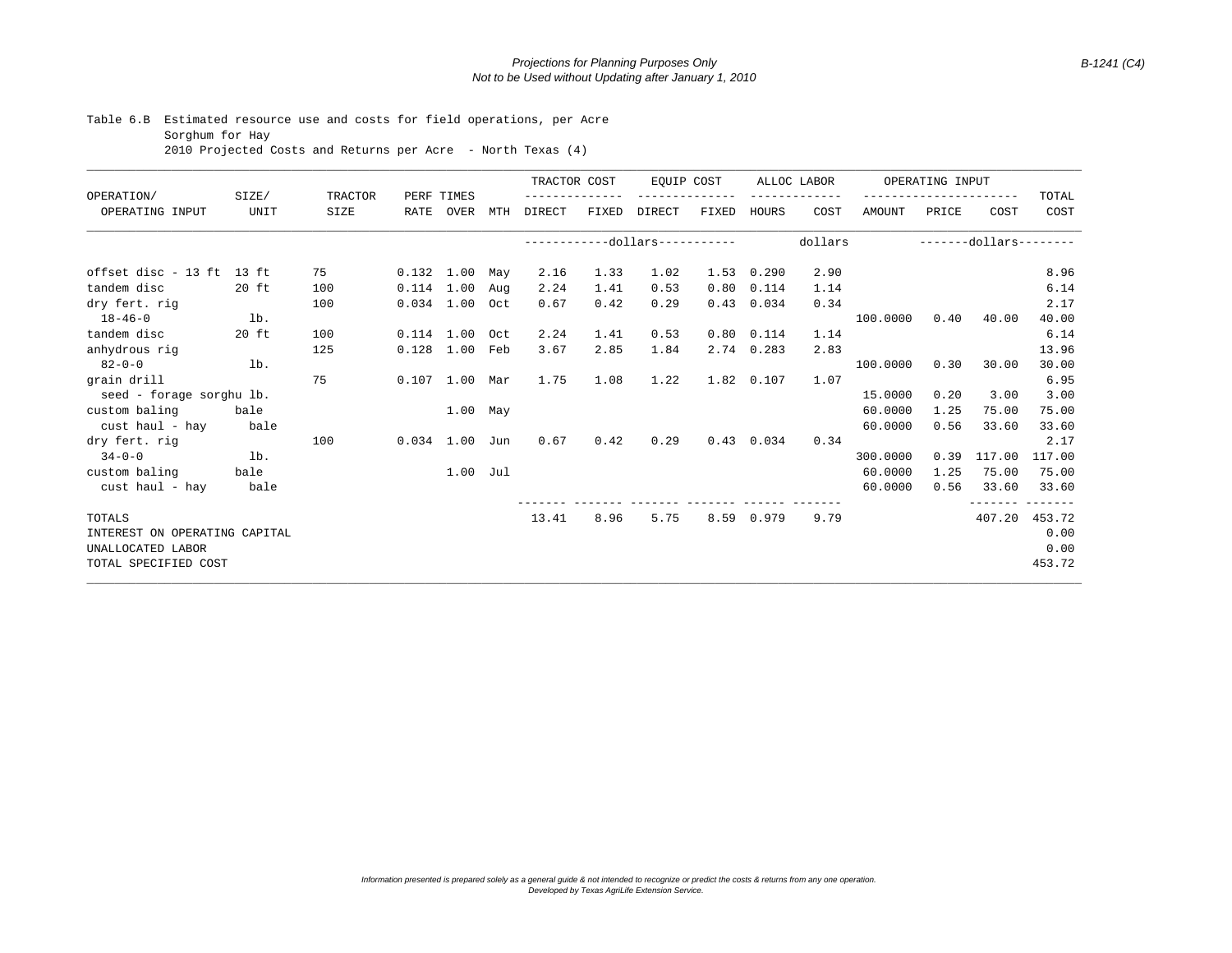*Projections for Planning Purposes Only*
*Not to be Used without Updating after January 1, 2010*

B-1241 (C4)

Table 6.B Estimated resource use and costs for field operations, per Acre
Sorghum for Hay
2010 Projected Costs and Returns per Acre - North Texas (4)

| OPERATION/ OPERATING INPUT | SIZE/ UNIT | TRACTOR SIZE | PERF RATE | TIMES OVER | MTH | TRACTOR COST DIRECT | TRACTOR COST FIXED | EQUIP COST DIRECT | EQUIP COST FIXED | ALLOC LABOR HOURS | ALLOC LABOR COST | OPERATING INPUT AMOUNT | OPERATING INPUT PRICE | OPERATING INPUT COST | TOTAL COST |
|---|---|---|---|---|---|---|---|---|---|---|---|---|---|---|---|
| | | | | | | ------------dollars----------- | | | | | dollars | | -------dollars-------- | | |
| offset disc - 13 ft | 13 ft | 75 | 0.132 | 1.00 | May | 2.16 | 1.33 | 1.02 | 1.53 | 0.290 | 2.90 | | | | 8.96 |
| tandem disc | 20 ft | 100 | 0.114 | 1.00 | Aug | 2.24 | 1.41 | 0.53 | 0.80 | 0.114 | 1.14 | | | | 6.14 |
| dry fert. rig | | 100 | 0.034 | 1.00 | Oct | 0.67 | 0.42 | 0.29 | 0.43 | 0.034 | 0.34 | | | | 2.17 |
| 18-46-0 | lb. | | | | | | | | | | | 100.0000 | 0.40 | 40.00 | 40.00 |
| tandem disc | 20 ft | 100 | 0.114 | 1.00 | Oct | 2.24 | 1.41 | 0.53 | 0.80 | 0.114 | 1.14 | | | | 6.14 |
| anhydrous rig | | 125 | 0.128 | 1.00 | Feb | 3.67 | 2.85 | 1.84 | 2.74 | 0.283 | 2.83 | | | | 13.96 |
| 82-0-0 | lb. | | | | | | | | | | | 100.0000 | 0.30 | 30.00 | 30.00 |
| grain drill | | 75 | 0.107 | 1.00 | Mar | 1.75 | 1.08 | 1.22 | 1.82 | 0.107 | 1.07 | | | | 6.95 |
| seed - forage sorghu | lb. | | | | | | | | | | | 15.0000 | 0.20 | 3.00 | 3.00 |
| custom baling | bale | | | 1.00 | May | | | | | | | 60.0000 | 1.25 | 75.00 | 75.00 |
| cust haul - hay | bale | | | | | | | | | | | 60.0000 | 0.56 | 33.60 | 33.60 |
| dry fert. rig | | 100 | 0.034 | 1.00 | Jun | 0.67 | 0.42 | 0.29 | 0.43 | 0.034 | 0.34 | | | | 2.17 |
| 34-0-0 | lb. | | | | | | | | | | | 300.0000 | 0.39 | 117.00 | 117.00 |
| custom baling | bale | | | 1.00 | Jul | | | | | | | 60.0000 | 1.25 | 75.00 | 75.00 |
| cust haul - hay | bale | | | | | | | | | | | 60.0000 | 0.56 | 33.60 | 33.60 |
| TOTALS | | | | | | 13.41 | 8.96 | 5.75 | 8.59 | 0.979 | 9.79 | | | 407.20 | 453.72 |
| INTEREST ON OPERATING CAPITAL | | | | | | | | | | | | | | | 0.00 |
| UNALLOCATED LABOR | | | | | | | | | | | | | | | 0.00 |
| TOTAL SPECIFIED COST | | | | | | | | | | | | | | | 453.72 |

*Information presented is prepared solely as a general guide & not intended to recognize or predict the costs & returns from any one operation.*
*Developed by Texas AgriLife Extension Service.*